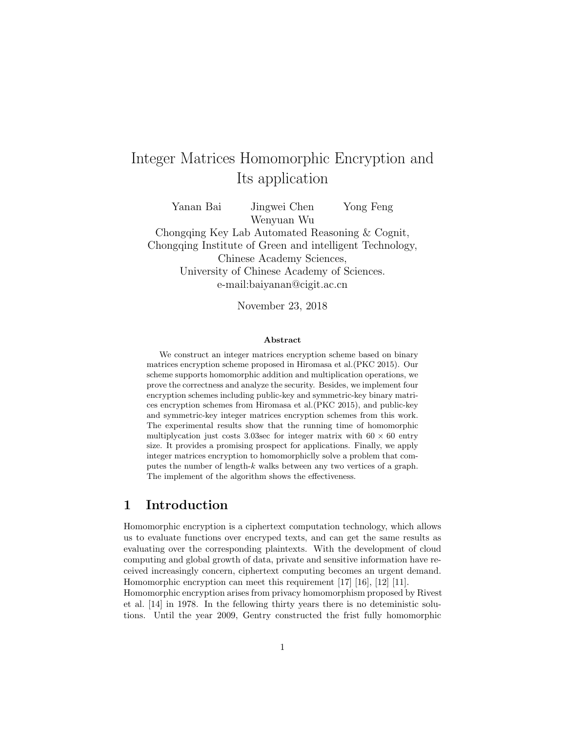# Integer Matrices Homomorphic Encryption and Its application

Yanan Bai  Jingwei Chen  Yong Feng  Wenyuan Wu

Chongqing Key Lab Automated Reasoning & Cognit,
Chongqing Institute of Green and intelligent Technology,
Chinese Academy Sciences,
University of Chinese Academy of Sciences.
e-mail:baiyanan@cigit.ac.cn

November 23, 2018

### Abstract

We construct an integer matrices encryption scheme based on binary matrices encryption scheme proposed in Hiromasa et al.(PKC 2015). Our scheme supports homomorphic addition and multiplication operations, we prove the correctness and analyze the security. Besides, we implement four encryption schemes including public-key and symmetric-key binary matrices encryption schemes from Hiromasa et al.(PKC 2015), and public-key and symmetric-key integer matrices encryption schemes from this work. The experimental results show that the running time of homomorphic multiplycation just costs 3.03sec for integer matrix with $60 \times 60$ entry size. It provides a promising prospect for applications. Finally, we apply integer matrices encryption to homomorphiclly solve a problem that computes the number of length-$k$ walks between any two vertices of a graph. The implement of the algorithm shows the effectiveness.

## 1 Introduction

Homomorphic encryption is a ciphertext computation technology, which allows us to evaluate functions over encryped texts, and can get the same results as evaluating over the corresponding plaintexts. With the development of cloud computing and global growth of data, private and sensitive information have received increasingly concern, ciphertext computing becomes an urgent demand. Homomorphic encryption can meet this requirement [17] [16], [12] [11].
Homomorphic encryption arises from privacy homomorphism proposed by Rivest et al. [14] in 1978. In the fellowing thirty years there is no deteministic solutions. Until the year 2009, Gentry constructed the frist fully homomorphic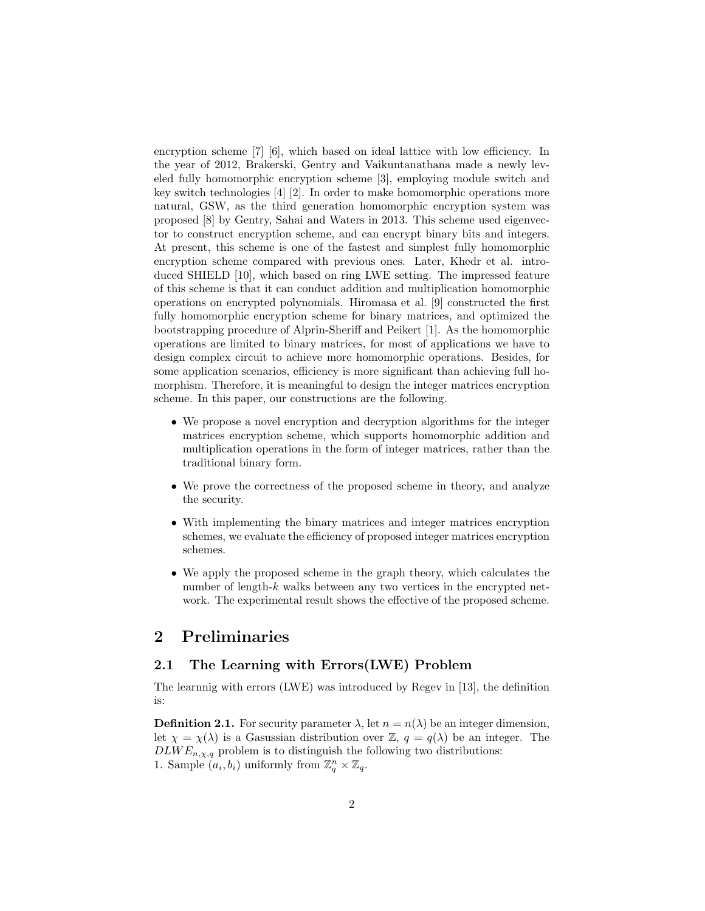encryption scheme [7] [6], which based on ideal lattice with low efficiency. In the year of 2012, Brakerski, Gentry and Vaikuntanathana made a newly leveled fully homomorphic encryption scheme [3], employing module switch and key switch technologies [4] [2]. In order to make homomorphic operations more natural, GSW, as the third generation homomorphic encryption system was proposed [8] by Gentry, Sahai and Waters in 2013. This scheme used eigenvector to construct encryption scheme, and can encrypt binary bits and integers. At present, this scheme is one of the fastest and simplest fully homomorphic encryption scheme compared with previous ones. Later, Khedr et al. introduced SHIELD [10], which based on ring LWE setting. The impressed feature of this scheme is that it can conduct addition and multiplication homomorphic operations on encrypted polynomials. Hiromasa et al. [9] constructed the first fully homomorphic encryption scheme for binary matrices, and optimized the bootstrapping procedure of Alprin-Sheriff and Peikert [1]. As the homomorphic operations are limited to binary matrices, for most of applications we have to design complex circuit to achieve more homomorphic operations. Besides, for some application scenarios, efficiency is more significant than achieving full homorphism. Therefore, it is meaningful to design the integer matrices encryption scheme. In this paper, our constructions are the following.

- We propose a novel encryption and decryption algorithms for the integer matrices encryption scheme, which supports homomorphic addition and multiplication operations in the form of integer matrices, rather than the traditional binary form.
- We prove the correctness of the proposed scheme in theory, and analyze the security.
- With implementing the binary matrices and integer matrices encryption schemes, we evaluate the efficiency of proposed integer matrices encryption schemes.
- We apply the proposed scheme in the graph theory, which calculates the number of length-$k$ walks between any two vertices in the encrypted network. The experimental result shows the effective of the proposed scheme.

## 2 Preliminaries

### 2.1 The Learning with Errors(LWE) Problem

The learnnig with errors (LWE) was introduced by Regev in [13], the definition is:

**Definition 2.1.** For security parameter $\lambda$, let $n = n(\lambda)$ be an integer dimension, let $\chi = \chi(\lambda)$ is a Gasussian distribution over $\mathbb{Z}$, $q = q(\lambda)$ be an integer. The $DLWE_{n,\chi,q}$ problem is to distinguish the following two distributions:
1. Sample $(a_i, b_i)$ uniformly from $\mathbb{Z}_q^n \times \mathbb{Z}_q$.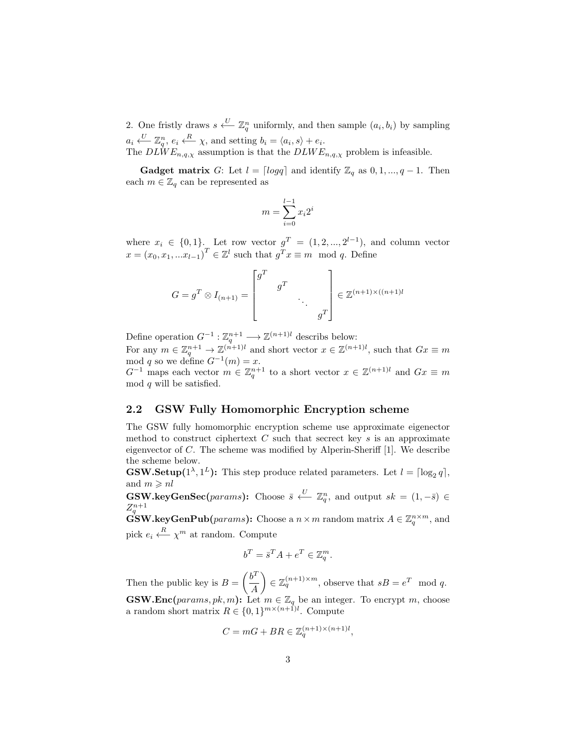2. One fristly draws $s \xleftarrow{U} \mathbb{Z}_q^n$ uniformly, and then sample $(a_i, b_i)$ by sampling $a_i \xleftarrow{U} \mathbb{Z}_q^n$, $e_i \xleftarrow{R} \chi$, and setting $b_i = \langle a_i, s \rangle + e_i$.
The $DLWE_{n,q,\chi}$ assumption is that the $DLWE_{n,q,\chi}$ problem is infeasible.

**Gadget matrix** $G$: Let $l = \lceil logq \rceil$ and identify $\mathbb{Z}_q$ as $0, 1, ..., q-1$. Then each $m \in \mathbb{Z}_q$ can be represented as

$$m = \sum_{i=0}^{l-1} x_i 2^i$$

where $x_i \in \{0, 1\}$. Let row vector $g^T = (1, 2, ..., 2^{l-1})$, and column vector $x = (x_0, x_1, ...x_{l-1})^T \in \mathbb{Z}^l$ such that $g^T x \equiv m \mod q$. Define

$$G = g^T \otimes I_{(n+1)} = \begin{bmatrix} g^T & & & \\ & g^T & & \\ & & \ddots & \\ & & & g^T \end{bmatrix} \in \mathbb{Z}^{(n+1) \times ((n+1)l}$$

Define operation $G^{-1} : \mathbb{Z}_q^{n+1} \longrightarrow \mathbb{Z}^{(n+1)l}$ describs below:
For any $m \in \mathbb{Z}_q^{n+1} \rightarrow \mathbb{Z}^{(n+1)l}$ and short vector $x \in \mathbb{Z}^{(n+1)l}$, such that $Gx \equiv m \mod q$ so we define $G^{-1}(m) = x$.
$G^{-1}$ maps each vector $m \in \mathbb{Z}_q^{n+1}$ to a short vector $x \in \mathbb{Z}^{(n+1)l}$ and $Gx \equiv m \mod q$ will be satisfied.

## 2.2 GSW Fully Homomorphic Encryption scheme

The GSW fully homomorphic encryption scheme use approximate eigenector method to construct ciphertext $C$ such that secrect key $s$ is an approximate eigenvector of $C$. The scheme was modified by Alperin-Sheriff [1]. We describe the scheme below.
**GSW.Setup**$(1^\lambda, 1^L)$**:** This step produce related parameters. Let $l = \lceil \log_2 q \rceil$, and $m \geqslant nl$
**GSW.keyGenSec**$(params)$**:** Choose $\bar{s} \xleftarrow{U} \mathbb{Z}_q^n$, and output $sk = (1, -\bar{s}) \in Z_q^{n+1}$
**GSW.keyGenPub**$(params)$**:** Choose a $n \times m$ random matrix $A \in \mathbb{Z}_q^{n \times m}$, and pick $e_i \xleftarrow{R} \chi^m$ at random. Compute

$$b^T = \bar{s}^T A + e^T \in \mathbb{Z}_q^m.$$

Then the public key is $B = \begin{pmatrix} b^T \\ A \end{pmatrix} \in \mathbb{Z}_q^{(n+1) \times m}$, observe that $sB = e^T \mod q$.
**GSW.Enc**$(params, pk, m)$**:** Let $m \in \mathbb{Z}_q$ be an integer. To encrypt $m$, choose a random short matrix $R \in \{0, 1\}^{m \times (n+1)l}$. Compute

$$C = mG + BR \in \mathbb{Z}_q^{(n+1) \times (n+1)l},$$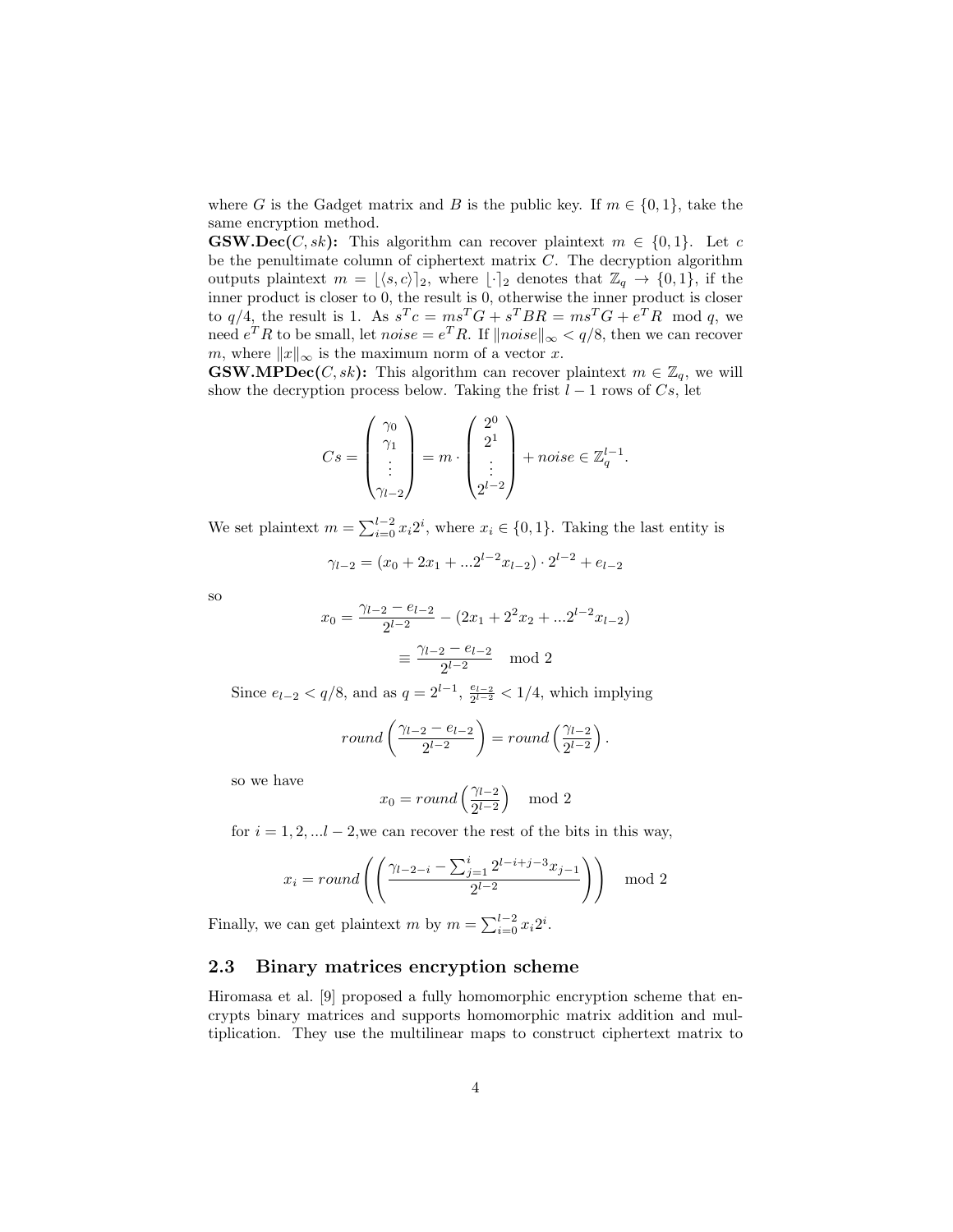where $G$ is the Gadget matrix and $B$ is the public key. If $m \in \{0,1\}$, take the same encryption method.

**GSW.Dec($C, sk$):** This algorithm can recover plaintext $m \in \{0,1\}$. Let $c$ be the penultimate column of ciphertext matrix $C$. The decryption algorithm outputs plaintext $m = \lfloor \langle s, c \rangle \rceil_2$, where $\lfloor \cdot \rceil_2$ denotes that $\mathbb{Z}_q \to \{0,1\}$, if the inner product is closer to 0, the result is 0, otherwise the inner product is closer to $q/4$, the result is 1. As $s^T c = ms^T G + s^T BR = ms^T G + e^T R \mod q$, we need $e^T R$ to be small, let $noise = e^T R$. If $\|noise\|_\infty < q/8$, then we can recover $m$, where $\|x\|_\infty$ is the maximum norm of a vector $x$.

**GSW.MPDec($C, sk$):** This algorithm can recover plaintext $m \in \mathbb{Z}_q$, we will show the decryption process below. Taking the frist $l-1$ rows of $Cs$, let

$$Cs = \begin{pmatrix} \gamma_0 \\ \gamma_1 \\ \vdots \\ \gamma_{l-2} \end{pmatrix} = m \cdot \begin{pmatrix} 2^0 \\ 2^1 \\ \vdots \\ 2^{l-2} \end{pmatrix} + noise \in \mathbb{Z}_q^{l-1}.$$

We set plaintext $m = \sum_{i=0}^{l-2} x_i 2^i$, where $x_i \in \{0,1\}$. Taking the last entity is

$$\gamma_{l-2} = (x_0 + 2x_1 + ...2^{l-2}x_{l-2}) \cdot 2^{l-2} + e_{l-2}$$

so

$$x_0 = \frac{\gamma_{l-2} - e_{l-2}}{2^{l-2}} - (2x_1 + 2^2 x_2 + ...2^{l-2}x_{l-2})$$

$$\equiv \frac{\gamma_{l-2} - e_{l-2}}{2^{l-2}} \mod 2$$

Since $e_{l-2} < q/8$, and as $q = 2^{l-1}$, $\frac{e_{l-2}}{2^{l-2}} < 1/4$, which implying

$$round\left(\frac{\gamma_{l-2} - e_{l-2}}{2^{l-2}}\right) = round\left(\frac{\gamma_{l-2}}{2^{l-2}}\right).$$

so we have

$$x_0 = round\left(\frac{\gamma_{l-2}}{2^{l-2}}\right) \mod 2$$

for $i = 1, 2, ...l-2$,we can recover the rest of the bits in this way,

$$x_i = round\left(\left(\frac{\gamma_{l-2-i} - \sum_{j=1}^{i} 2^{l-i+j-3} x_{j-1}}{2^{l-2}}\right)\right) \mod 2$$

Finally, we can get plaintext $m$ by $m = \sum_{i=0}^{l-2} x_i 2^i$.

### 2.3 Binary matrices encryption scheme

Hiromasa et al. [9] proposed a fully homomorphic encryption scheme that encrypts binary matrices and supports homomorphic matrix addition and multiplication. They use the multilinear maps to construct ciphertext matrix to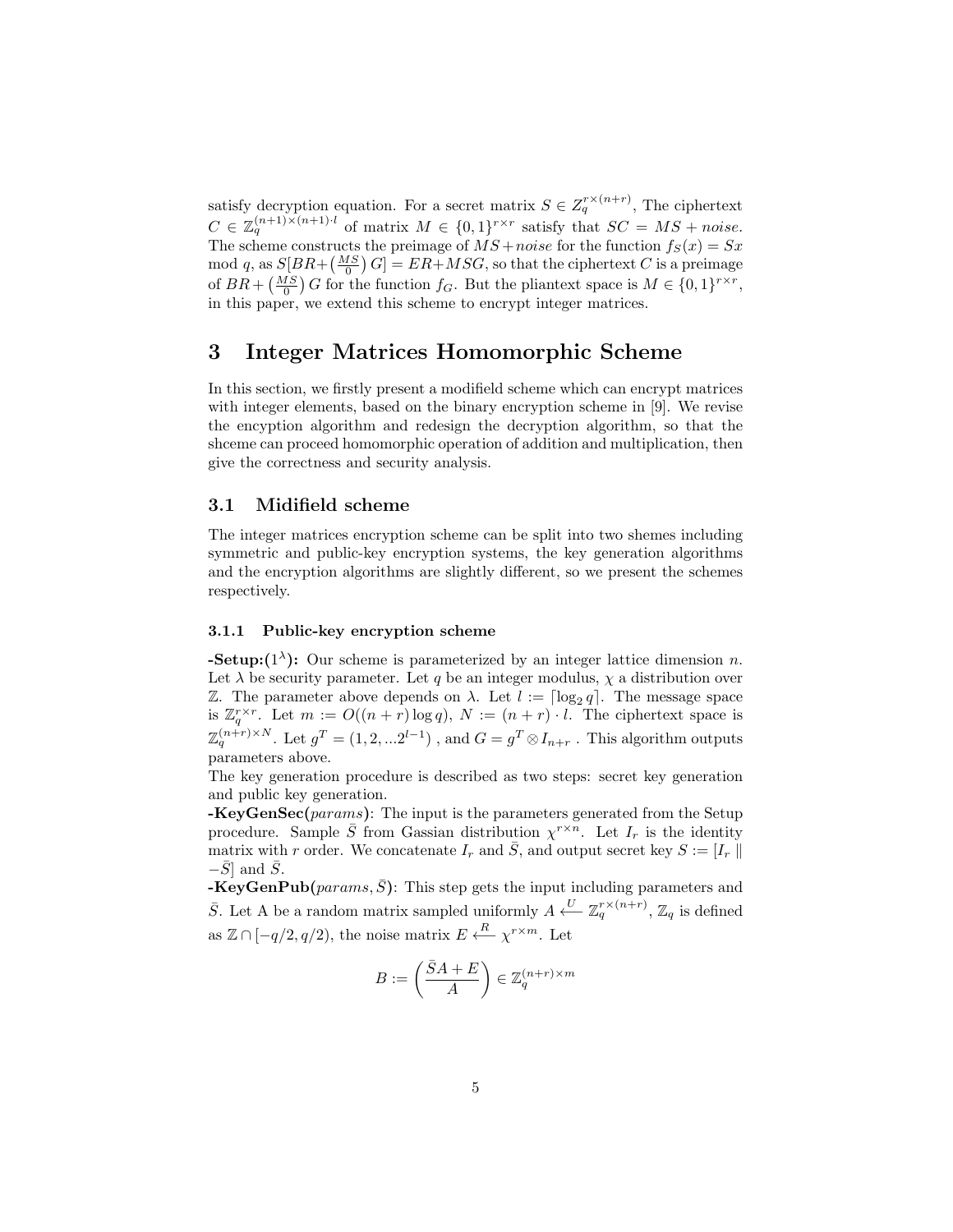satisfy decryption equation. For a secret matrix $S \in Z_q^{r\times(n+r)}$, The ciphertext $C \in \mathbb{Z}_q^{(n+1)\times(n+1)\cdot l}$ of matrix $M \in \{0,1\}^{r\times r}$ satisfy that $SC = MS + noise$. The scheme constructs the preimage of $MS+noise$ for the function $f_S(x) = Sx \bmod q$, as $S[BR+\binom{MS}{0}G] = ER+MSG$, so that the ciphertext $C$ is a preimage of $BR+\binom{MS}{0}G$ for the function $f_G$. But the pliantext space is $M \in \{0,1\}^{r\times r}$, in this paper, we extend this scheme to encrypt integer matrices.

# 3 Integer Matrices Homomorphic Scheme

In this section, we firstly present a modifield scheme which can encrypt matrices with integer elements, based on the binary encryption scheme in [9]. We revise the encyption algorithm and redesign the decryption algorithm, so that the shceme can proceed homomorphic operation of addition and multiplication, then give the correctness and security analysis.

## 3.1 Midifield scheme

The integer matrices encryption scheme can be split into two shemes including symmetric and public-key encryption systems, the key generation algorithms and the encryption algorithms are slightly different, so we present the schemes respectively.

### 3.1.1 Public-key encryption scheme

**-Setup:($1^\lambda$):** Our scheme is parameterized by an integer lattice dimension $n$. Let $\lambda$ be security parameter. Let $q$ be an integer modulus, $\chi$ a distribution over $\mathbb{Z}$. The parameter above depends on $\lambda$. Let $l := \lceil \log_2 q \rceil$. The message space is $\mathbb{Z}_q^{r\times r}$. Let $m := O((n+r)\log q)$, $N := (n+r)\cdot l$. The ciphertext space is $\mathbb{Z}_q^{(n+r)\times N}$. Let $g^T = (1, 2, ...2^{l-1})$ , and $G = g^T \otimes I_{n+r}$ . This algorithm outputs parameters above.

The key generation procedure is described as two steps: secret key generation and public key generation.

**-KeyGenSec(**$params$**)**: The input is the parameters generated from the Setup procedure. Sample $\bar{S}$ from Gassian distribution $\chi^{r\times n}$. Let $I_r$ is the identity matrix with $r$ order. We concatenate $I_r$ and $\bar{S}$, and output secret key $S := [I_r \parallel -\bar{S}]$ and $\bar{S}$.

**-KeyGenPub(**$params, \bar{S}$**)**: This step gets the input including parameters and $\bar{S}$. Let A be a random matrix sampled uniformly $A \xleftarrow{U} \mathbb{Z}_q^{r\times(n+r)}$, $\mathbb{Z}_q$ is defined as $\mathbb{Z} \cap [-q/2, q/2)$, the noise matrix $E \xleftarrow{R} \chi^{r\times m}$. Let

$$B := \begin{pmatrix} \bar{S}A + E \\ \hline A \end{pmatrix} \in \mathbb{Z}_q^{(n+r)\times m}$$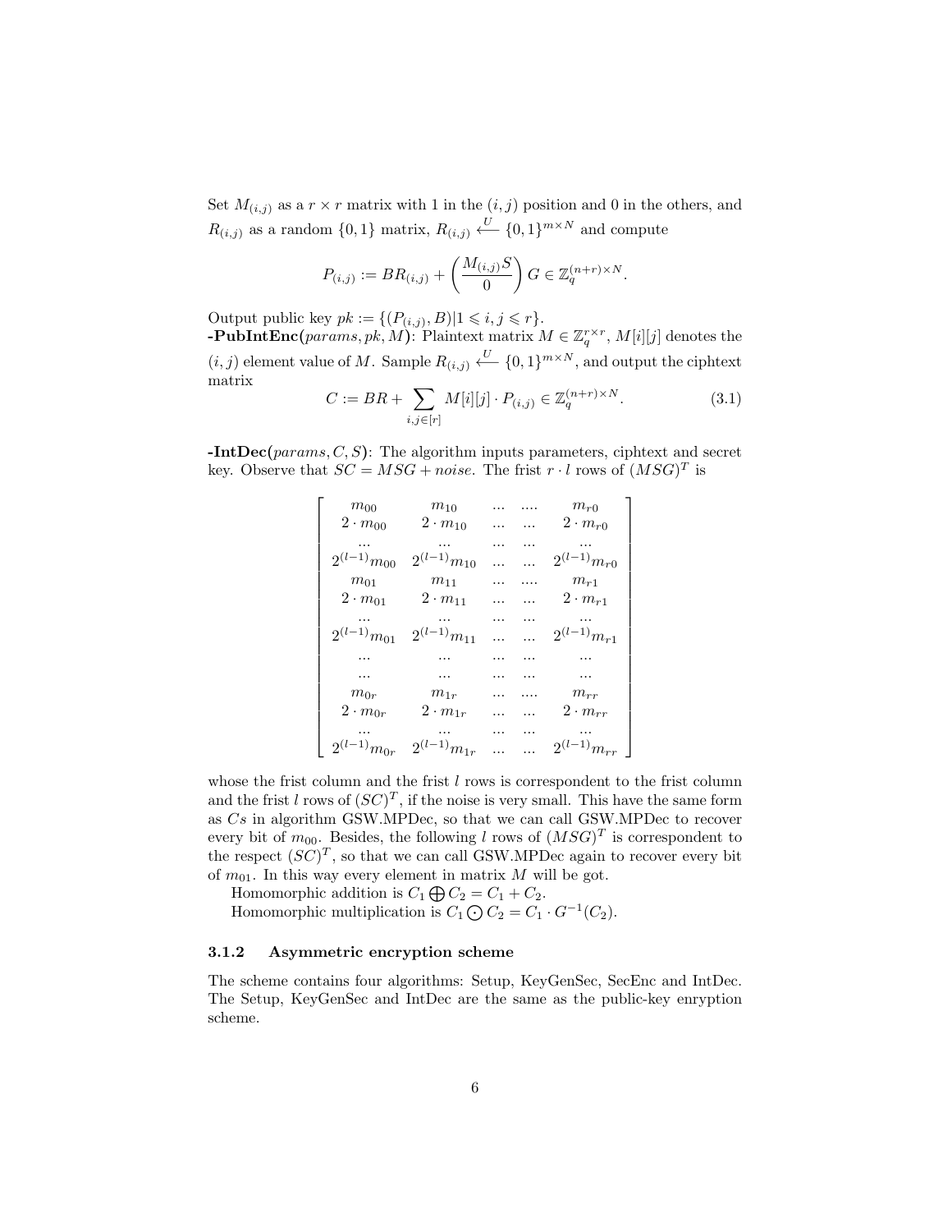Set $M_{(i,j)}$ as a $r \times r$ matrix with 1 in the $(i,j)$ position and 0 in the others, and $R_{(i,j)}$ as a random $\{0,1\}$ matrix, $R_{(i,j)} \xleftarrow{U} \{0,1\}^{m\times N}$ and compute

$$P_{(i,j)} := BR_{(i,j)} + \begin{pmatrix} M_{(i,j)}S \\ 0 \end{pmatrix} G \in \mathbb{Z}_q^{(n+r)\times N}.$$

Output public key $pk := \{(P_{(i,j)}, B) | 1 \leqslant i,j \leqslant r\}$.

**-PubIntEnc(**$params, pk, M$**)**: Plaintext matrix $M \in \mathbb{Z}_q^{r\times r}$, $M[i][j]$ denotes the $(i,j)$ element value of $M$. Sample $R_{(i,j)} \xleftarrow{U} \{0,1\}^{m\times N}$, and output the ciphtext matrix

$$C := BR + \sum_{i,j\in[r]} M[i][j] \cdot P_{(i,j)} \in \mathbb{Z}_q^{(n+r)\times N}. \tag{3.1}$$

**-IntDec(**$params, C, S$**)**: The algorithm inputs parameters, ciphtext and secret key. Observe that $SC = MSG + noise$. The frist $r \cdot l$ rows of $(MSG)^T$ is

$$\begin{bmatrix}
m_{00} & m_{10} & \dots & \dots & m_{r0} \\
2\cdot m_{00} & 2\cdot m_{10} & \dots & \dots & 2\cdot m_{r0} \\
\dots & \dots & \dots & \dots & \dots \\
2^{(l-1)}m_{00} & 2^{(l-1)}m_{10} & \dots & \dots & 2^{(l-1)}m_{r0} \\
m_{01} & m_{11} & \dots & \dots & m_{r1} \\
2\cdot m_{01} & 2\cdot m_{11} & \dots & \dots & 2\cdot m_{r1} \\
\dots & \dots & \dots & \dots & \dots \\
2^{(l-1)}m_{01} & 2^{(l-1)}m_{11} & \dots & \dots & 2^{(l-1)}m_{r1} \\
\dots & \dots & \dots & \dots & \dots \\
\dots & \dots & \dots & \dots & \dots \\
m_{0r} & m_{1r} & \dots & \dots & m_{rr} \\
2\cdot m_{0r} & 2\cdot m_{1r} & \dots & \dots & 2\cdot m_{rr} \\
\dots & \dots & \dots & \dots & \dots \\
2^{(l-1)}m_{0r} & 2^{(l-1)}m_{1r} & \dots & \dots & 2^{(l-1)}m_{rr}
\end{bmatrix}$$

whose the frist column and the frist $l$ rows is correspondent to the frist column and the frist $l$ rows of $(SC)^T$, if the noise is very small. This have the same form as $Cs$ in algorithm GSW.MPDec, so that we can call GSW.MPDec to recover every bit of $m_{00}$. Besides, the following $l$ rows of $(MSG)^T$ is correspondent to the respect $(SC)^T$, so that we can call GSW.MPDec again to recover every bit of $m_{01}$. In this way every element in matrix $M$ will be got.

Homomorphic addition is $C_1 \bigoplus C_2 = C_1 + C_2$.

Homomorphic multiplication is $C_1 \bigodot C_2 = C_1 \cdot G^{-1}(C_2)$.

### 3.1.2 Asymmetric encryption scheme

The scheme contains four algorithms: Setup, KeyGenSec, SecEnc and IntDec. The Setup, KeyGenSec and IntDec are the same as the public-key enryption scheme.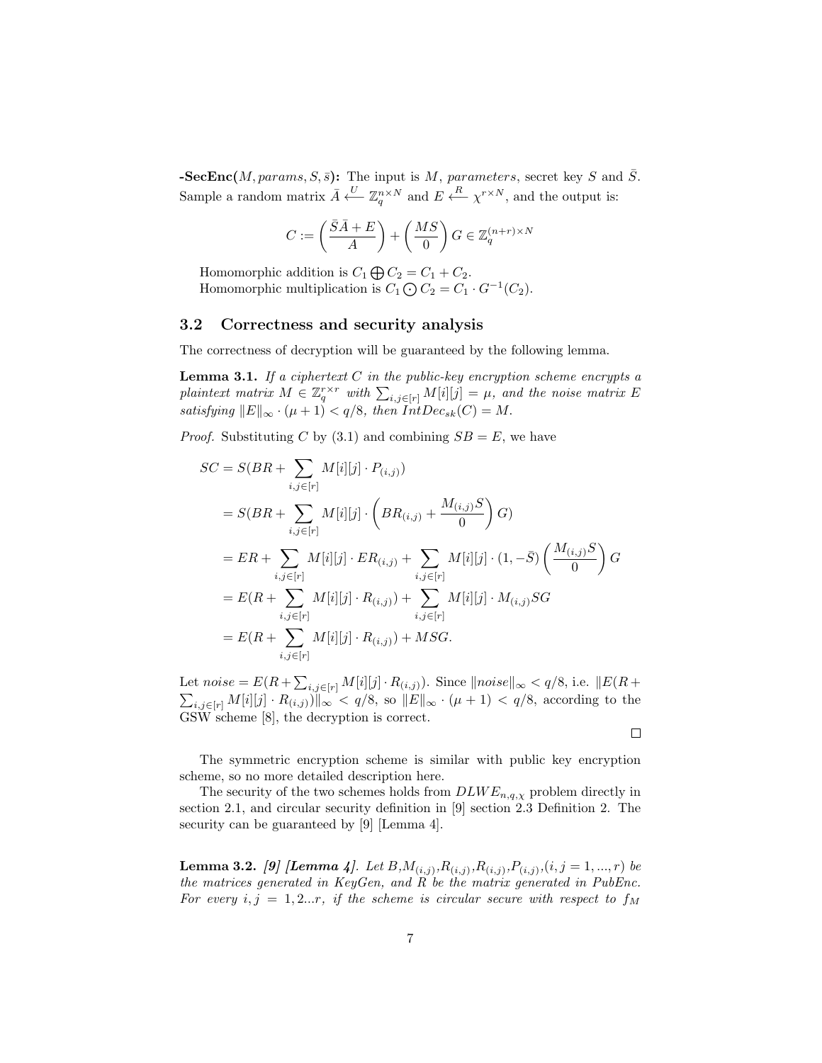**-SecEnc**($M, params, S, \bar{s}$)**:** The input is $M$, $parameters$, secret key $S$ and $\bar{S}$. Sample a random matrix $\bar{A} \xleftarrow{U} \mathbb{Z}_q^{n \times N}$ and $E \xleftarrow{R} \chi^{r \times N}$, and the output is:

$$C := \left( \frac{\bar{S}\bar{A} + E}{\bar{A}} \right) + \left( \frac{MS}{0} \right) G \in \mathbb{Z}_q^{(n+r) \times N}$$

Homomorphic addition is $C_1 \bigoplus C_2 = C_1 + C_2$.
Homomorphic multiplication is $C_1 \bigodot C_2 = C_1 \cdot G^{-1}(C_2)$.

## 3.2 Correctness and security analysis

The correctness of decryption will be guaranteed by the following lemma.

**Lemma 3.1.** *If a ciphertext $C$ in the public-key encryption scheme encrypts a plaintext matrix $M \in \mathbb{Z}_q^{r \times r}$ with $\sum_{i,j \in [r]} M[i][j] = \mu$, and the noise matrix $E$ satisfying $\|E\|_\infty \cdot (\mu + 1) < q/8$, then $IntDec_{sk}(C) = M$.*

*Proof.* Substituting $C$ by (3.1) and combining $SB = E$, we have

$$\begin{aligned}
SC &= S(BR + \sum_{i,j \in [r]} M[i][j] \cdot P_{(i,j)}) \\
&= S(BR + \sum_{i,j \in [r]} M[i][j] \cdot \left( BR_{(i,j)} + \frac{M_{(i,j)}S}{0} \right) G) \\
&= ER + \sum_{i,j \in [r]} M[i][j] \cdot ER_{(i,j)} + \sum_{i,j \in [r]} M[i][j] \cdot (1, -\bar{S}) \left( \frac{M_{(i,j)}S}{0} \right) G \\
&= E(R + \sum_{i,j \in [r]} M[i][j] \cdot R_{(i,j)}) + \sum_{i,j \in [r]} M[i][j] \cdot M_{(i,j)} SG \\
&= E(R + \sum_{i,j \in [r]} M[i][j] \cdot R_{(i,j)}) + MSG.
\end{aligned}$$

Let $noise = E(R + \sum_{i,j \in [r]} M[i][j] \cdot R_{(i,j)})$. Since $\|noise\|_\infty < q/8$, i.e. $\|E(R + \sum_{i,j \in [r]} M[i][j] \cdot R_{(i,j)})\|_\infty < q/8$, so $\|E\|_\infty \cdot (\mu + 1) < q/8$, according to the GSW scheme [8], the decryption is correct. □

The symmetric encryption scheme is similar with public key encryption scheme, so no more detailed description here.

The security of the two schemes holds from $DLWE_{n,q,\chi}$ problem directly in section 2.1, and circular security definition in [9] section 2.3 Definition 2. The security can be guaranteed by [9] [Lemma 4].

**Lemma 3.2.** *[9] [Lemma 4]. Let $B$,$M_{(i,j)}$,$R_{(i,j)}$,$R_{(i,j)}$,$P_{(i,j)}$,$(i, j = 1, ..., r)$ be the matrices generated in KeyGen, and $R$ be the matrix generated in PubEnc. For every $i, j = 1, 2...r$, if the scheme is circular secure with respect to $f_M$*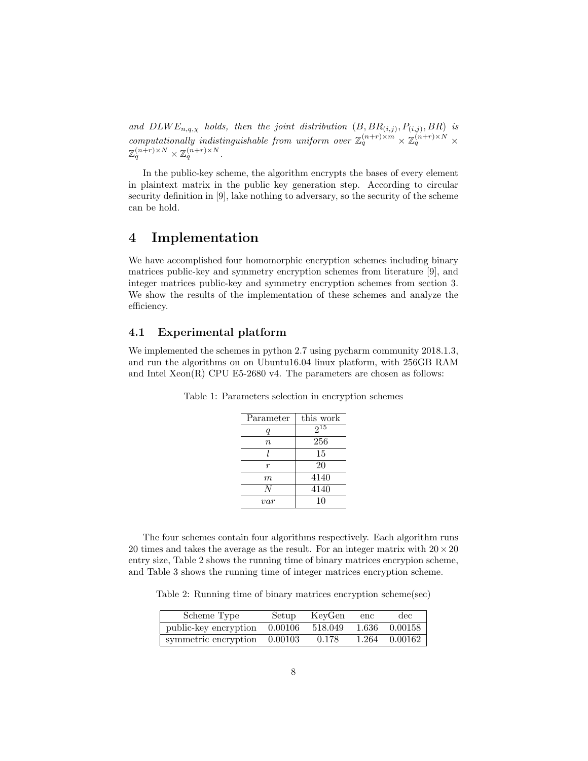*and $DLWE_{n,q,\chi}$ holds, then the joint distribution $(B, BR_{(i,j)}, P_{(i,j)}, BR)$ is computationally indistinguishable from uniform over $\mathbb{Z}_q^{(n+r)\times m} \times \mathbb{Z}_q^{(n+r)\times N} \times \mathbb{Z}_q^{(n+r)\times N} \times \mathbb{Z}_q^{(n+r)\times N}$.*

In the public-key scheme, the algorithm encrypts the bases of every element in plaintext matrix in the public key generation step. According to circular security definition in [9], lake nothing to adversary, so the security of the scheme can be hold.

# 4 Implementation

We have accomplished four homomorphic encryption schemes including binary matrices public-key and symmetry encryption schemes from literature [9], and integer matrices public-key and symmetry encryption schemes from section 3. We show the results of the implementation of these schemes and analyze the efficiency.

## 4.1 Experimental platform

We implemented the schemes in python 2.7 using pycharm community 2018.1.3, and run the algorithms on on Ubuntu16.04 linux platform, with 256GB RAM and Intel Xeon(R) CPU E5-2680 v4. The parameters are chosen as follows:

Table 1: Parameters selection in encryption schemes

| Parameter | this work |
|---|---|
| $q$ | $2^{15}$ |
| $n$ | 256 |
| $l$ | 15 |
| $r$ | 20 |
| $m$ | 4140 |
| $N$ | 4140 |
| $var$ | 10 |

The four schemes contain four algorithms respectively. Each algorithm runs 20 times and takes the average as the result. For an integer matrix with $20 \times 20$ entry size, Table 2 shows the running time of binary matrices encrypion scheme, and Table 3 shows the running time of integer matrices encryption scheme.

Table 2: Running time of binary matrices encryption scheme(sec)

| Scheme Type | Setup | KeyGen | enc | dec |
|---|---|---|---|---|
| public-key encryption | 0.00106 | 518.049 | 1.636 | 0.00158 |
| symmetric encryption | 0.00103 | 0.178 | 1.264 | 0.00162 |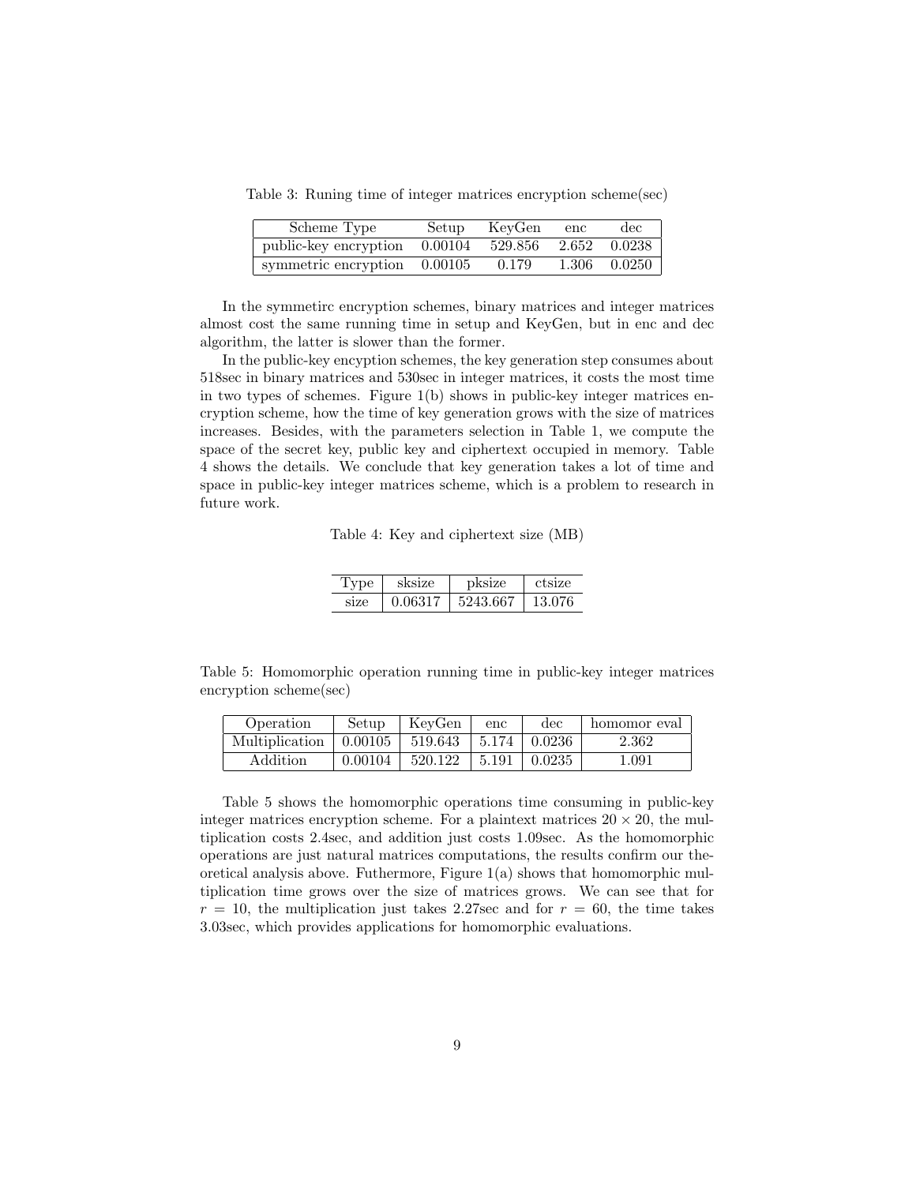Table 3: Runing time of integer matrices encryption scheme(sec)

| Scheme Type | Setup | KeyGen | enc | dec |
| --- | --- | --- | --- | --- |
| public-key encryption | 0.00104 | 529.856 | 2.652 | 0.0238 |
| symmetric encryption | 0.00105 | 0.179 | 1.306 | 0.0250 |

In the symmetirc encryption schemes, binary matrices and integer matrices almost cost the same running time in setup and KeyGen, but in enc and dec algorithm, the latter is slower than the former.

In the public-key encyption schemes, the key generation step consumes about 518sec in binary matrices and 530sec in integer matrices, it costs the most time in two types of schemes. Figure 1(b) shows in public-key integer matrices encryption scheme, how the time of key generation grows with the size of matrices increases. Besides, with the parameters selection in Table 1, we compute the space of the secret key, public key and ciphertext occupied in memory. Table 4 shows the details. We conclude that key generation takes a lot of time and space in public-key integer matrices scheme, which is a problem to research in future work.

Table 4: Key and ciphertext size (MB)

| Type | sksize | pksize | ctsize |
| --- | --- | --- | --- |
| size | 0.06317 | 5243.667 | 13.076 |

Table 5: Homomorphic operation running time in public-key integer matrices encryption scheme(sec)

| Operation | Setup | KeyGen | enc | dec | homomor eval |
| --- | --- | --- | --- | --- | --- |
| Multiplication | 0.00105 | 519.643 | 5.174 | 0.0236 | 2.362 |
| Addition | 0.00104 | 520.122 | 5.191 | 0.0235 | 1.091 |

Table 5 shows the homomorphic operations time consuming in public-key integer matrices encryption scheme. For a plaintext matrices $20 \times 20$, the multiplication costs 2.4sec, and addition just costs 1.09sec. As the homomorphic operations are just natural matrices computations, the results confirm our theoretical analysis above. Futhermore, Figure 1(a) shows that homomorphic multiplication time grows over the size of matrices grows. We can see that for $r = 10$, the multiplication just takes 2.27sec and for $r = 60$, the time takes 3.03sec, which provides applications for homomorphic evaluations.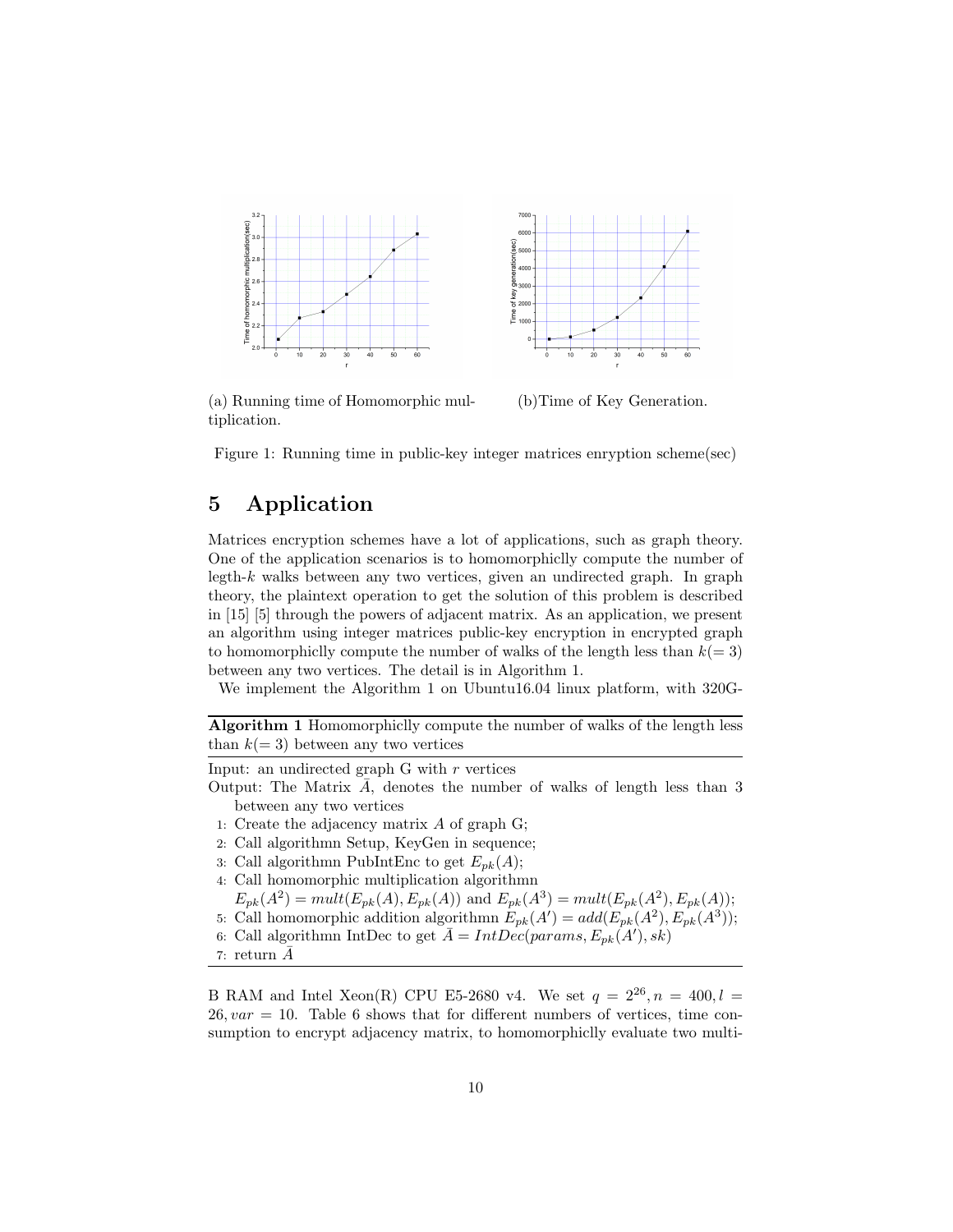(a) Running time of Homomorphic multiplication.

(b)Time of Key Generation.

Figure 1: Running time in public-key integer matrices enryption scheme(sec)

# 5 Application

Matrices encryption schemes have a lot of applications, such as graph theory. One of the application scenarios is to homomorphiclly compute the number of legth-$k$ walks between any two vertices, given an undirected graph. In graph theory, the plaintext operation to get the solution of this problem is described in [15] [5] through the powers of adjacent matrix. As an application, we present an algorithm using integer matrices public-key encryption in encrypted graph to homomorphiclly compute the number of walks of the length less than $k(=3)$ between any two vertices. The detail is in Algorithm 1.

We implement the Algorithm 1 on Ubuntu16.04 linux platform, with 320G-B RAM and Intel Xeon(R) CPU E5-2680 v4. We set $q = 2^{26}, n = 400, l = 26, var = 10$. Table 6 shows that for different numbers of vertices, time consumption to encrypt adjacency matrix, to homomorphiclly evaluate two multi-

---

**Algorithm 1** Homomorphiclly compute the number of walks of the length less than $k(=3)$ between any two vertices

---

Input: an undirected graph G with $r$ vertices

Output: The Matrix $\bar{A}$, denotes the number of walks of length less than 3 between any two vertices

1: Create the adjacency matrix $A$ of graph G;
2: Call algorithmn Setup, KeyGen in sequence;
3: Call algorithmn PubIntEnc to get $E_{pk}(A)$;
4: Call homomorphic multiplication algorithmn $E_{pk}(A^2) = mult(E_{pk}(A), E_{pk}(A))$ and $E_{pk}(A^3) = mult(E_{pk}(A^2), E_{pk}(A))$;
5: Call homomorphic addition algorithmn $E_{pk}(A') = add(E_{pk}(A^2), E_{pk}(A^3))$;
6: Call algorithmn IntDec to get $\bar{A} = IntDec(params, E_{pk}(A'), sk)$
7: return $\bar{A}$

---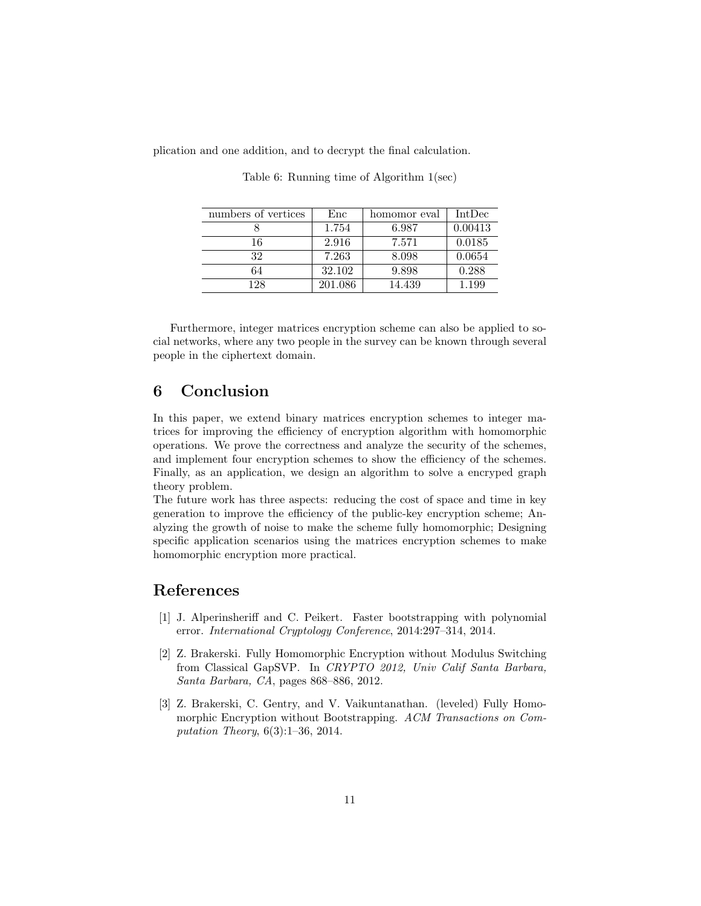plication and one addition, and to decrypt the final calculation.

Table 6: Running time of Algorithm 1(sec)

| numbers of vertices | Enc | homomor eval | IntDec |
|---|---|---|---|
| 8 | 1.754 | 6.987 | 0.00413 |
| 16 | 2.916 | 7.571 | 0.0185 |
| 32 | 7.263 | 8.098 | 0.0654 |
| 64 | 32.102 | 9.898 | 0.288 |
| 128 | 201.086 | 14.439 | 1.199 |

Furthermore, integer matrices encryption scheme can also be applied to social networks, where any two people in the survey can be known through several people in the ciphertext domain.

## 6 Conclusion

In this paper, we extend binary matrices encryption schemes to integer matrices for improving the efficiency of encryption algorithm with homomorphic operations. We prove the correctness and analyze the security of the schemes, and implement four encryption schemes to show the efficiency of the schemes. Finally, as an application, we design an algorithm to solve a encryped graph theory problem.
The future work has three aspects: reducing the cost of space and time in key generation to improve the efficiency of the public-key encryption scheme; Analyzing the growth of noise to make the scheme fully homomorphic; Designing specific application scenarios using the matrices encryption schemes to make homomorphic encryption more practical.

## References

[1] J. Alperinsheriff and C. Peikert. Faster bootstrapping with polynomial error. *International Cryptology Conference*, 2014:297–314, 2014.

[2] Z. Brakerski. Fully Homomorphic Encryption without Modulus Switching from Classical GapSVP. In *CRYPTO 2012, Univ Calif Santa Barbara, Santa Barbara, CA*, pages 868–886, 2012.

[3] Z. Brakerski, C. Gentry, and V. Vaikuntanathan. (leveled) Fully Homomorphic Encryption without Bootstrapping. *ACM Transactions on Computation Theory*, 6(3):1–36, 2014.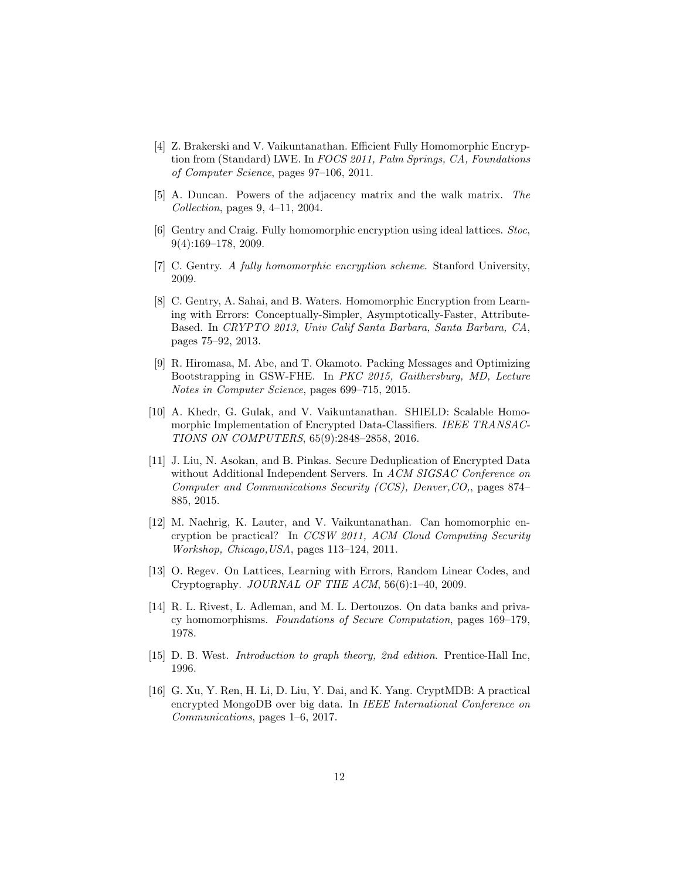[4] Z. Brakerski and V. Vaikuntanathan. Efficient Fully Homomorphic Encryption from (Standard) LWE. In *FOCS 2011, Palm Springs, CA, Foundations of Computer Science*, pages 97–106, 2011.

[5] A. Duncan. Powers of the adjacency matrix and the walk matrix. *The Collection*, pages 9, 4–11, 2004.

[6] Gentry and Craig. Fully homomorphic encryption using ideal lattices. *Stoc*, 9(4):169–178, 2009.

[7] C. Gentry. *A fully homomorphic encryption scheme*. Stanford University, 2009.

[8] C. Gentry, A. Sahai, and B. Waters. Homomorphic Encryption from Learning with Errors: Conceptually-Simpler, Asymptotically-Faster, Attribute-Based. In *CRYPTO 2013, Univ Calif Santa Barbara, Santa Barbara, CA*, pages 75–92, 2013.

[9] R. Hiromasa, M. Abe, and T. Okamoto. Packing Messages and Optimizing Bootstrapping in GSW-FHE. In *PKC 2015, Gaithersburg, MD, Lecture Notes in Computer Science*, pages 699–715, 2015.

[10] A. Khedr, G. Gulak, and V. Vaikuntanathan. SHIELD: Scalable Homomorphic Implementation of Encrypted Data-Classifiers. *IEEE TRANSACTIONS ON COMPUTERS*, 65(9):2848–2858, 2016.

[11] J. Liu, N. Asokan, and B. Pinkas. Secure Deduplication of Encrypted Data without Additional Independent Servers. In *ACM SIGSAC Conference on Computer and Communications Security (CCS), Denver,CO,*, pages 874–885, 2015.

[12] M. Naehrig, K. Lauter, and V. Vaikuntanathan. Can homomorphic encryption be practical? In *CCSW 2011, ACM Cloud Computing Security Workshop, Chicago,USA*, pages 113–124, 2011.

[13] O. Regev. On Lattices, Learning with Errors, Random Linear Codes, and Cryptography. *JOURNAL OF THE ACM*, 56(6):1–40, 2009.

[14] R. L. Rivest, L. Adleman, and M. L. Dertouzos. On data banks and privacy homomorphisms. *Foundations of Secure Computation*, pages 169–179, 1978.

[15] D. B. West. *Introduction to graph theory, 2nd edition*. Prentice-Hall Inc, 1996.

[16] G. Xu, Y. Ren, H. Li, D. Liu, Y. Dai, and K. Yang. CryptMDB: A practical encrypted MongoDB over big data. In *IEEE International Conference on Communications*, pages 1–6, 2017.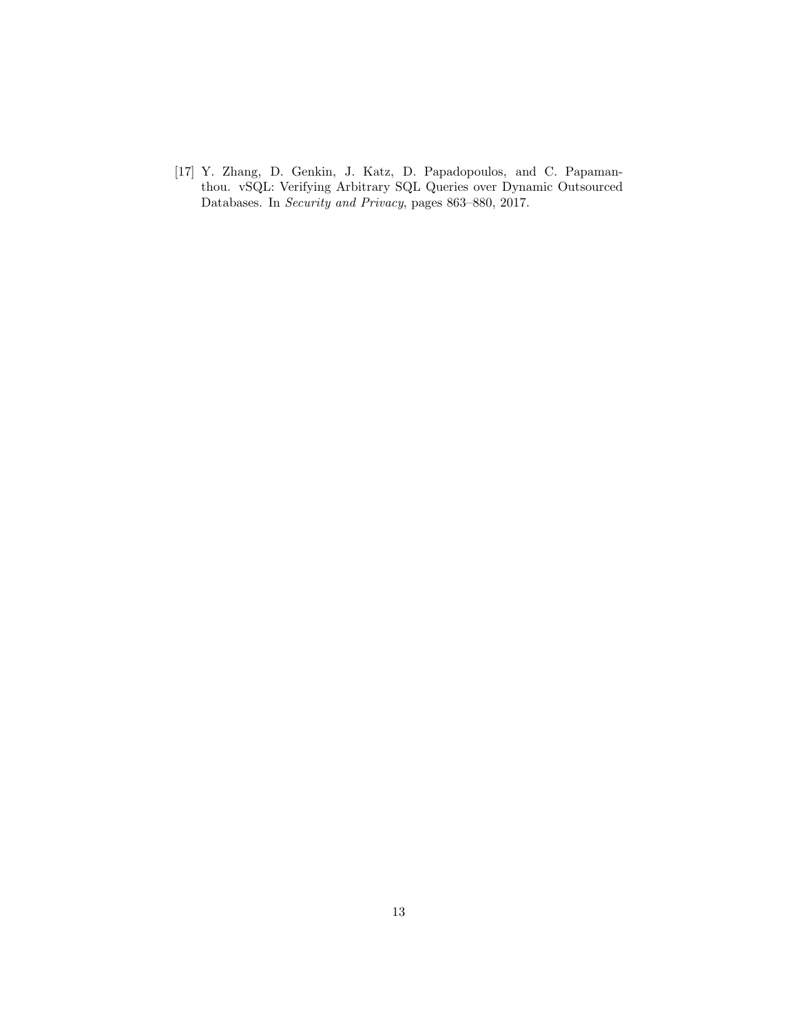[17] Y. Zhang, D. Genkin, J. Katz, D. Papadopoulos, and C. Papamanthou. vSQL: Verifying Arbitrary SQL Queries over Dynamic Outsourced Databases. In *Security and Privacy*, pages 863–880, 2017.